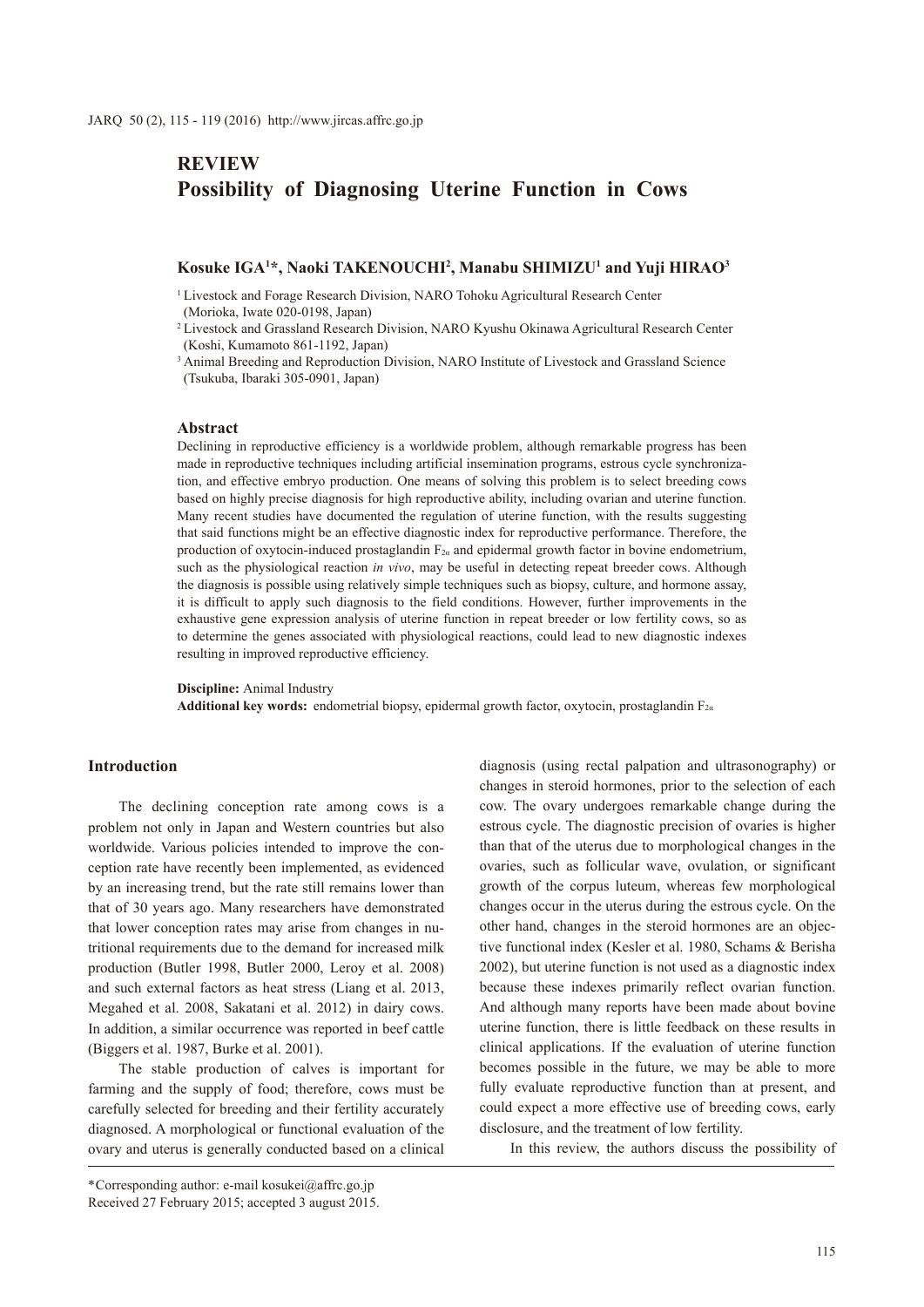# REVIEW
# Possibility of Diagnosing Uterine Function in Cows

**Kosuke IGA[1]*, Naoki TAKENOUCHI[2], Manabu SHIMIZU[1] and Yuji HIRAO[3]**

[1] Livestock and Forage Research Division, NARO Tohoku Agricultural Research Center (Morioka, Iwate 020-0198, Japan)

[2] Livestock and Grassland Research Division, NARO Kyushu Okinawa Agricultural Research Center (Koshi, Kumamoto 861-1192, Japan)

[3] Animal Breeding and Reproduction Division, NARO Institute of Livestock and Grassland Science (Tsukuba, Ibaraki 305-0901, Japan)

## Abstract

Declining in reproductive efficiency is a worldwide problem, although remarkable progress has been made in reproductive techniques including artificial insemination programs, estrous cycle synchronization, and effective embryo production. One means of solving this problem is to select breeding cows based on highly precise diagnosis for high reproductive ability, including ovarian and uterine function. Many recent studies have documented the regulation of uterine function, with the results suggesting that said functions might be an effective diagnostic index for reproductive performance. Therefore, the production of oxytocin-induced prostaglandin $F_{2\alpha}$ and epidermal growth factor in bovine endometrium, such as the physiological reaction *in vivo*, may be useful in detecting repeat breeder cows. Although the diagnosis is possible using relatively simple techniques such as biopsy, culture, and hormone assay, it is difficult to apply such diagnosis to the field conditions. However, further improvements in the exhaustive gene expression analysis of uterine function in repeat breeder or low fertility cows, so as to determine the genes associated with physiological reactions, could lead to new diagnostic indexes resulting in improved reproductive efficiency.

**Discipline:** Animal Industry
**Additional key words:** endometrial biopsy, epidermal growth factor, oxytocin, prostaglandin $F_{2\alpha}$

## Introduction

The declining conception rate among cows is a problem not only in Japan and Western countries but also worldwide. Various policies intended to improve the conception rate have recently been implemented, as evidenced by an increasing trend, but the rate still remains lower than that of 30 years ago. Many researchers have demonstrated that lower conception rates may arise from changes in nutritional requirements due to the demand for increased milk production (Butler 1998, Butler 2000, Leroy et al. 2008) and such external factors as heat stress (Liang et al. 2013, Megahed et al. 2008, Sakatani et al. 2012) in dairy cows. In addition, a similar occurrence was reported in beef cattle (Biggers et al. 1987, Burke et al. 2001).

The stable production of calves is important for farming and the supply of food; therefore, cows must be carefully selected for breeding and their fertility accurately diagnosed. A morphological or functional evaluation of the ovary and uterus is generally conducted based on a clinical diagnosis (using rectal palpation and ultrasonography) or changes in steroid hormones, prior to the selection of each cow. The ovary undergoes remarkable change during the estrous cycle. The diagnostic precision of ovaries is higher than that of the uterus due to morphological changes in the ovaries, such as follicular wave, ovulation, or significant growth of the corpus luteum, whereas few morphological changes occur in the uterus during the estrous cycle. On the other hand, changes in the steroid hormones are an objective functional index (Kesler et al. 1980, Schams & Berisha 2002), but uterine function is not used as a diagnostic index because these indexes primarily reflect ovarian function. And although many reports have been made about bovine uterine function, there is little feedback on these results in clinical applications. If the evaluation of uterine function becomes possible in the future, we may be able to more fully evaluate reproductive function than at present, and could expect a more effective use of breeding cows, early disclosure, and the treatment of low fertility.

In this review, the authors discuss the possibility of

*Corresponding author: e-mail kosukei@affrc.go.jp
Received 27 February 2015; accepted 3 august 2015.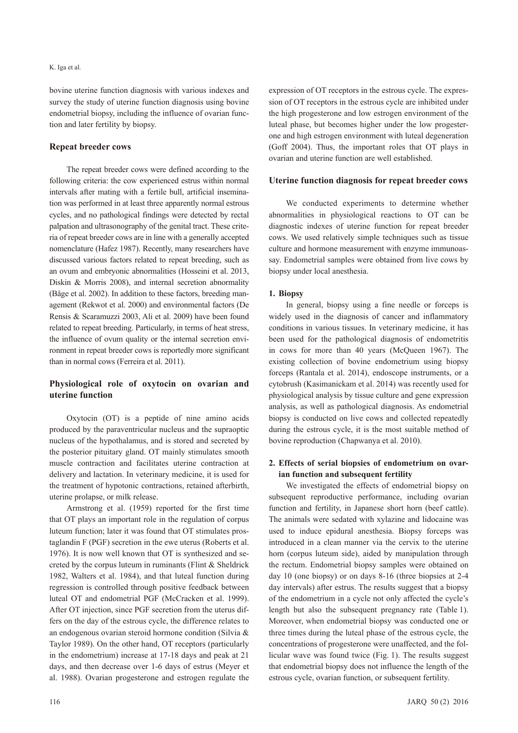bovine uterine function diagnosis with various indexes and survey the study of uterine function diagnosis using bovine endometrial biopsy, including the influence of ovarian function and later fertility by biopsy.

## Repeat breeder cows

The repeat breeder cows were defined according to the following criteria: the cow experienced estrus within normal intervals after mating with a fertile bull, artificial insemination was performed in at least three apparently normal estrous cycles, and no pathological findings were detected by rectal palpation and ultrasonography of the genital tract. These criteria of repeat breeder cows are in line with a generally accepted nomenclature (Hafez 1987). Recently, many researchers have discussed various factors related to repeat breeding, such as an ovum and embryonic abnormalities (Hosseini et al. 2013, Diskin & Morris 2008), and internal secretion abnormality (Båge et al. 2002). In addition to these factors, breeding management (Rekwot et al. 2000) and environmental factors (De Rensis & Scaramuzzi 2003, Ali et al. 2009) have been found related to repeat breeding. Particularly, in terms of heat stress, the influence of ovum quality or the internal secretion environment in repeat breeder cows is reportedly more significant than in normal cows (Ferreira et al. 2011).

## Physiological role of oxytocin on ovarian and uterine function

Oxytocin (OT) is a peptide of nine amino acids produced by the paraventricular nucleus and the supraoptic nucleus of the hypothalamus, and is stored and secreted by the posterior pituitary gland. OT mainly stimulates smooth muscle contraction and facilitates uterine contraction at delivery and lactation. In veterinary medicine, it is used for the treatment of hypotonic contractions, retained afterbirth, uterine prolapse, or milk release.

Armstrong et al. (1959) reported for the first time that OT plays an important role in the regulation of corpus luteum function; later it was found that OT stimulates prostaglandin F (PGF) secretion in the ewe uterus (Roberts et al. 1976). It is now well known that OT is synthesized and secreted by the corpus luteum in ruminants (Flint & Sheldrick 1982, Walters et al. 1984), and that luteal function during regression is controlled through positive feedback between luteal OT and endometrial PGF (McCracken et al. 1999). After OT injection, since PGF secretion from the uterus differs on the day of the estrous cycle, the difference relates to an endogenous ovarian steroid hormone condition (Silvia & Taylor 1989). On the other hand, OT receptors (particularly in the endometrium) increase at 17-18 days and peak at 21 days, and then decrease over 1-6 days of estrus (Meyer et al. 1988). Ovarian progesterone and estrogen regulate the expression of OT receptors in the estrous cycle. The expression of OT receptors in the estrous cycle are inhibited under the high progesterone and low estrogen environment of the luteal phase, but becomes higher under the low progesterone and high estrogen environment with luteal degeneration (Goff 2004). Thus, the important roles that OT plays in ovarian and uterine function are well established.

## Uterine function diagnosis for repeat breeder cows

We conducted experiments to determine whether abnormalities in physiological reactions to OT can be diagnostic indexes of uterine function for repeat breeder cows. We used relatively simple techniques such as tissue culture and hormone measurement with enzyme immunoassay. Endometrial samples were obtained from live cows by biopsy under local anesthesia.

### 1. Biopsy

In general, biopsy using a fine needle or forceps is widely used in the diagnosis of cancer and inflammatory conditions in various tissues. In veterinary medicine, it has been used for the pathological diagnosis of endometritis in cows for more than 40 years (McQueen 1967). The existing collection of bovine endometrium using biopsy forceps (Rantala et al. 2014), endoscope instruments, or a cytobrush (Kasimanickam et al. 2014) was recently used for physiological analysis by tissue culture and gene expression analysis, as well as pathological diagnosis. As endometrial biopsy is conducted on live cows and collected repeatedly during the estrous cycle, it is the most suitable method of bovine reproduction (Chapwanya et al. 2010).

### 2. Effects of serial biopsies of endometrium on ovarian function and subsequent fertility

We investigated the effects of endometrial biopsy on subsequent reproductive performance, including ovarian function and fertility, in Japanese short horn (beef cattle). The animals were sedated with xylazine and lidocaine was used to induce epidural anesthesia. Biopsy forceps was introduced in a clean manner via the cervix to the uterine horn (corpus luteum side), aided by manipulation through the rectum. Endometrial biopsy samples were obtained on day 10 (one biopsy) or on days 8-16 (three biopsies at 2-4 day intervals) after estrus. The results suggest that a biopsy of the endometrium in a cycle not only affected the cycle's length but also the subsequent pregnancy rate (Table 1). Moreover, when endometrial biopsy was conducted one or three times during the luteal phase of the estrous cycle, the concentrations of progesterone were unaffected, and the follicular wave was found twice (Fig. 1). The results suggest that endometrial biopsy does not influence the length of the estrous cycle, ovarian function, or subsequent fertility.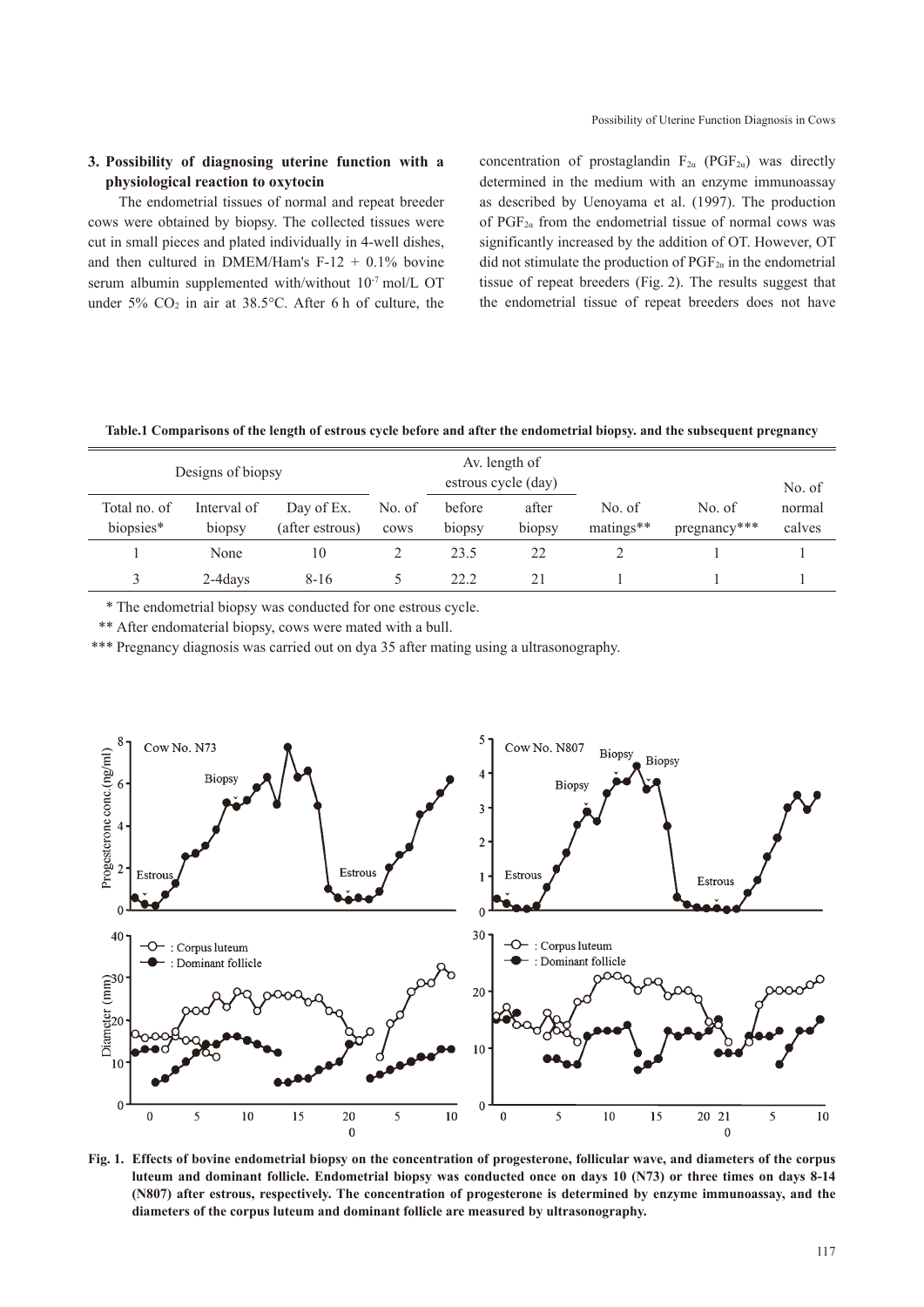### 3. Possibility of diagnosing uterine function with a physiological reaction to oxytocin

The endometrial tissues of normal and repeat breeder cows were obtained by biopsy. The collected tissues were cut in small pieces and plated individually in 4-well dishes, and then cultured in DMEM/Ham's F-12 + 0.1% bovine serum albumin supplemented with/without $10^{-7}$ mol/L OT under 5% $CO_2$ in air at 38.5°C. After 6 h of culture, the concentration of prostaglandin $F_{2\alpha}$ ($PGF_{2\alpha}$) was directly determined in the medium with an enzyme immunoassay as described by Uenoyama et al. (1997). The production of $PGF_{2\alpha}$ from the endometrial tissue of normal cows was significantly increased by the addition of OT. However, OT did not stimulate the production of $PGF_{2\alpha}$ in the endometrial tissue of repeat breeders (Fig. 2). The results suggest that the endometrial tissue of repeat breeders does not have

**Table.1 Comparisons of the length of estrous cycle before and after the endometrial biopsy. and the subsequent pregnancy**

| Designs of biopsy | | | | Av. length of estrous cycle (day) | | | | |
|---|---|---|---|---|---|---|---|---|
| Total no. of biopsies* | Interval of biopsy | Day of Ex. (after estrous) | No. of cows | before biopsy | after biopsy | No. of matings** | No. of pregnancy*** | No. of normal calves |
| 1 | None | 10 | 2 | 23.5 | 22 | 2 | 1 | 1 |
| 3 | 2-4days | 8-16 | 5 | 22.2 | 21 | 1 | 1 | 1 |

\* The endometrial biopsy was conducted for one estrous cycle.

\** After endomaterial biopsy, cows were mated with a bull.

\*** Pregnancy diagnosis was carried out on dya 35 after mating using a ultrasonography.

**Fig. 1. Effects of bovine endometrial biopsy on the concentration of progesterone, follicular wave, and diameters of the corpus luteum and dominant follicle. Endometrial biopsy was conducted once on days 10 (N73) or three times on days 8-14 (N807) after estrous, respectively. The concentration of progesterone is determined by enzyme immunoassay, and the diameters of the corpus luteum and dominant follicle are measured by ultrasonography.**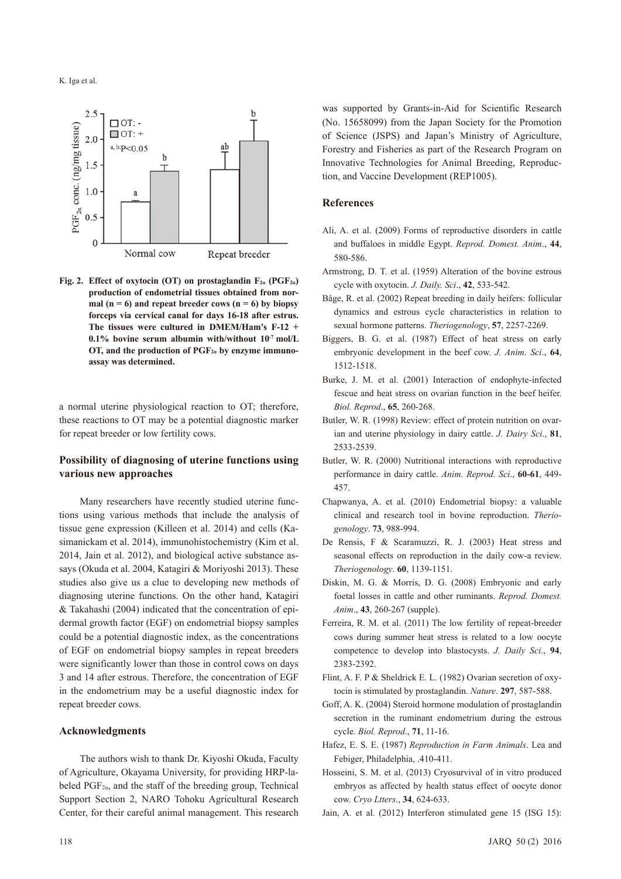**Fig. 2. Effect of oxytocin (OT) on prostaglandin $F_{2\alpha}$ ($PGF_{2\alpha}$) production of endometrial tissues obtained from normal (n = 6) and repeat breeder cows (n = 6) by biopsy forceps via cervical canal for days 16-18 after estrus. The tissues were cultured in DMEM/Ham's F-12 + 0.1% bovine serum albumin with/without $10^{-7}$ mol/L OT, and the production of $PGF_{2\alpha}$ by enzyme immunoassay was determined.**

a normal uterine physiological reaction to OT; therefore, these reactions to OT may be a potential diagnostic marker for repeat breeder or low fertility cows.

## Possibility of diagnosing of uterine functions using various new approaches

Many researchers have recently studied uterine functions using various methods that include the analysis of tissue gene expression (Killeen et al. 2014) and cells (Kasimanickam et al. 2014), immunohistochemistry (Kim et al. 2014, Jain et al. 2012), and biological active substance assays (Okuda et al. 2004, Katagiri & Moriyoshi 2013). These studies also give us a clue to developing new methods of diagnosing uterine functions. On the other hand, Katagiri & Takahashi (2004) indicated that the concentration of epidermal growth factor (EGF) on endometrial biopsy samples could be a potential diagnostic index, as the concentrations of EGF on endometrial biopsy samples in repeat breeders were significantly lower than those in control cows on days 3 and 14 after estrous. Therefore, the concentration of EGF in the endometrium may be a useful diagnostic index for repeat breeder cows.

## Acknowledgments

The authors wish to thank Dr. Kiyoshi Okuda, Faculty of Agriculture, Okayama University, for providing HRP-labeled $PGF_{2\alpha}$, and the staff of the breeding group, Technical Support Section 2, NARO Tohoku Agricultural Research Center, for their careful animal management. This research was supported by Grants-in-Aid for Scientific Research (No. 15658099) from the Japan Society for the Promotion of Science (JSPS) and Japan's Ministry of Agriculture, Forestry and Fisheries as part of the Research Program on Innovative Technologies for Animal Breeding, Reproduction, and Vaccine Development (REP1005).

## References

Ali, A. et al. (2009) Forms of reproductive disorders in cattle and buffaloes in middle Egypt. *Reprod. Domest. Anim*., **44**, 580-586.

Armstrong, D. T. et al. (1959) Alteration of the bovine estrous cycle with oxytocin. *J. Daily. Sci*., **42**, 533-542.

Båge, R. et al. (2002) Repeat breeding in daily heifers: follicular dynamics and estrous cycle characteristics in relation to sexual hormone patterns. *Theriogenology*, **57**, 2257-2269.

Biggers, B. G. et al. (1987) Effect of heat stress on early embryonic development in the beef cow. *J. Anim. Sci*., **64**, 1512-1518.

Burke, J. M. et al. (2001) Interaction of endophyte-infected fescue and heat stress on ovarian function in the beef heifer. *Biol. Reprod*., **65**, 260-268.

Butler, W. R. (1998) Review: effect of protein nutrition on ovarian and uterine physiology in dairy cattle. *J. Dairy Sci*., **81**, 2533-2539.

Butler, W. R. (2000) Nutritional interactions with reproductive performance in dairy cattle. *Anim. Reprod. Sci*., **60-61**, 449-457.

Chapwanya, A. et al. (2010) Endometrial biopsy: a valuable clinical and research tool in bovine reproduction. *Theriogenology*. **73**, 988-994.

De Rensis, F & Scaramuzzi, R. J. (2003) Heat stress and seasonal effects on reproduction in the daily cow-a review. *Theriogenology*. **60**, 1139-1151.

Diskin, M. G. & Morris, D. G. (2008) Embryonic and early foetal losses in cattle and other ruminants. *Reprod. Domest. Anim*., **43**, 260-267 (supple).

Ferreira, R. M. et al. (2011) The low fertility of repeat-breeder cows during summer heat stress is related to a low oocyte competence to develop into blastocysts. *J. Daily Sci*., **94**, 2383-2392.

Flint, A. F. P & Sheldrick E. L. (1982) Ovarian secretion of oxytocin is stimulated by prostaglandin. *Nature*. **297**, 587-588.

Goff, A. K. (2004) Steroid hormone modulation of prostaglandin secretion in the ruminant endometrium during the estrous cycle. *Biol. Reprod*., **71**, 11-16.

Hafez, E. S. E. (1987) *Reproduction in Farm Animals*. Lea and Febiger, Philadelphia, .410-411.

Hosseini, S. M. et al. (2013) Cryosurvival of in vitro produced embryos as affected by health status effect of oocyte donor cow. *Cryo Ltters*., **34**, 624-633.

Jain, A. et al. (2012) Interferon stimulated gene 15 (ISG 15):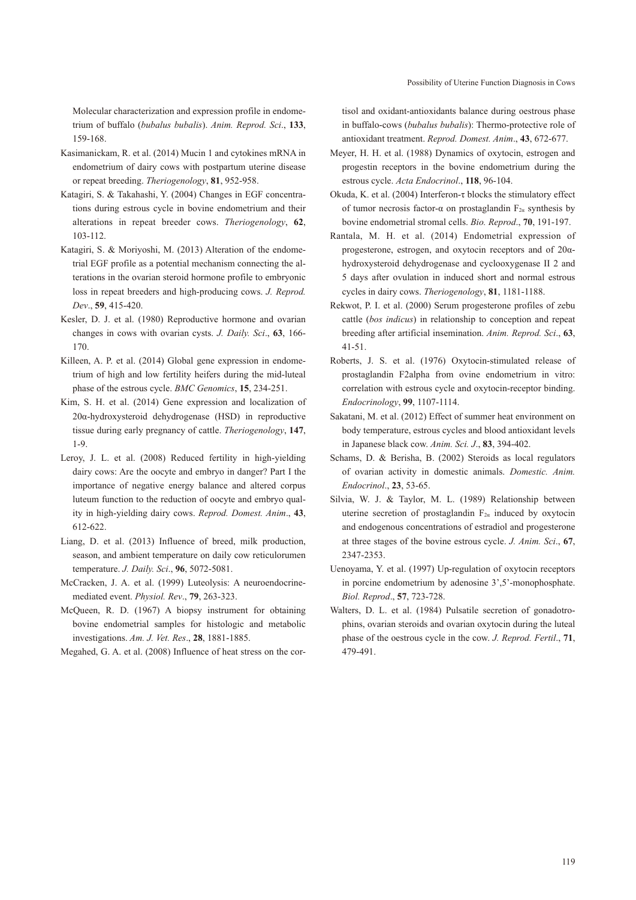Molecular characterization and expression profile in endometrium of buffalo (*bubalus bubalis*). *Anim. Reprod. Sci*., **133**, 159-168.

Kasimanickam, R. et al. (2014) Mucin 1 and cytokines mRNA in endometrium of dairy cows with postpartum uterine disease or repeat breeding. *Theriogenology*, **81**, 952-958.

Katagiri, S. & Takahashi, Y. (2004) Changes in EGF concentrations during estrous cycle in bovine endometrium and their alterations in repeat breeder cows. *Theriogenology*, **62**, 103-112.

Katagiri, S. & Moriyoshi, M. (2013) Alteration of the endometrial EGF profile as a potential mechanism connecting the alterations in the ovarian steroid hormone profile to embryonic loss in repeat breeders and high-producing cows. *J. Reprod. Dev*., **59**, 415-420.

Kesler, D. J. et al. (1980) Reproductive hormone and ovarian changes in cows with ovarian cysts. *J. Daily. Sci*., **63**, 166-170.

Killeen, A. P. et al. (2014) Global gene expression in endometrium of high and low fertility heifers during the mid-luteal phase of the estrous cycle. *BMC Genomics*, **15**, 234-251.

Kim, S. H. et al. (2014) Gene expression and localization of 20α-hydroxysteroid dehydrogenase (HSD) in reproductive tissue during early pregnancy of cattle. *Theriogenology*, **147**, 1-9.

Leroy, J. L. et al. (2008) Reduced fertility in high-yielding dairy cows: Are the oocyte and embryo in danger? Part I the importance of negative energy balance and altered corpus luteum function to the reduction of oocyte and embryo quality in high-yielding dairy cows. *Reprod. Domest. Anim*., **43**, 612-622.

Liang, D. et al. (2013) Influence of breed, milk production, season, and ambient temperature on daily cow reticulorumen temperature. *J. Daily. Sci*., **96**, 5072-5081.

McCracken, J. A. et al. (1999) Luteolysis: A neuroendocrine-mediated event. *Physiol. Rev*., **79**, 263-323.

McQueen, R. D. (1967) A biopsy instrument for obtaining bovine endometrial samples for histologic and metabolic investigations. *Am. J. Vet. Res*., **28**, 1881-1885.

Megahed, G. A. et al. (2008) Influence of heat stress on the cortisol and oxidant-antioxidants balance during oestrous phase in buffalo-cows (*bubalus bubalis*): Thermo-protective role of antioxidant treatment. *Reprod. Domest. Anim*., **43**, 672-677.

Meyer, H. H. et al. (1988) Dynamics of oxytocin, estrogen and progestin receptors in the bovine endometrium during the estrous cycle. *Acta Endocrinol*., **118**, 96-104.

Okuda, K. et al. (2004) Interferon-τ blocks the stimulatory effect of tumor necrosis factor-α on prostaglandin $F_{2\alpha}$ synthesis by bovine endometrial stromal cells. *Bio. Reprod*., **70**, 191-197.

Rantala, M. H. et al. (2014) Endometrial expression of progesterone, estrogen, and oxytocin receptors and of 20α-hydroxysteroid dehydrogenase and cyclooxygenase II 2 and 5 days after ovulation in induced short and normal estrous cycles in dairy cows. *Theriogenology*, **81**, 1181-1188.

Rekwot, P. I. et al. (2000) Serum progesterone profiles of zebu cattle (*bos indicus*) in relationship to conception and repeat breeding after artificial insemination. *Anim. Reprod. Sci*., **63**, 41-51.

Roberts, J. S. et al. (1976) Oxytocin-stimulated release of prostaglandin F2alpha from ovine endometrium in vitro: correlation with estrous cycle and oxytocin-receptor binding. *Endocrinology*, **99**, 1107-1114.

Sakatani, M. et al. (2012) Effect of summer heat environment on body temperature, estrous cycles and blood antioxidant levels in Japanese black cow. *Anim. Sci. J*., **83**, 394-402.

Schams, D. & Berisha, B. (2002) Steroids as local regulators of ovarian activity in domestic animals. *Domestic. Anim. Endocrinol*., **23**, 53-65.

Silvia, W. J. & Taylor, M. L. (1989) Relationship between uterine secretion of prostaglandin $F_{2\alpha}$ induced by oxytocin and endogenous concentrations of estradiol and progesterone at three stages of the bovine estrous cycle. *J. Anim. Sci*., **67**, 2347-2353.

Uenoyama, Y. et al. (1997) Up-regulation of oxytocin receptors in porcine endometrium by adenosine 3',5'-monophosphate. *Biol. Reprod*., **57**, 723-728.

Walters, D. L. et al. (1984) Pulsatile secretion of gonadotrophins, ovarian steroids and ovarian oxytocin during the luteal phase of the oestrous cycle in the cow. *J. Reprod. Fertil*., **71**, 479-491.